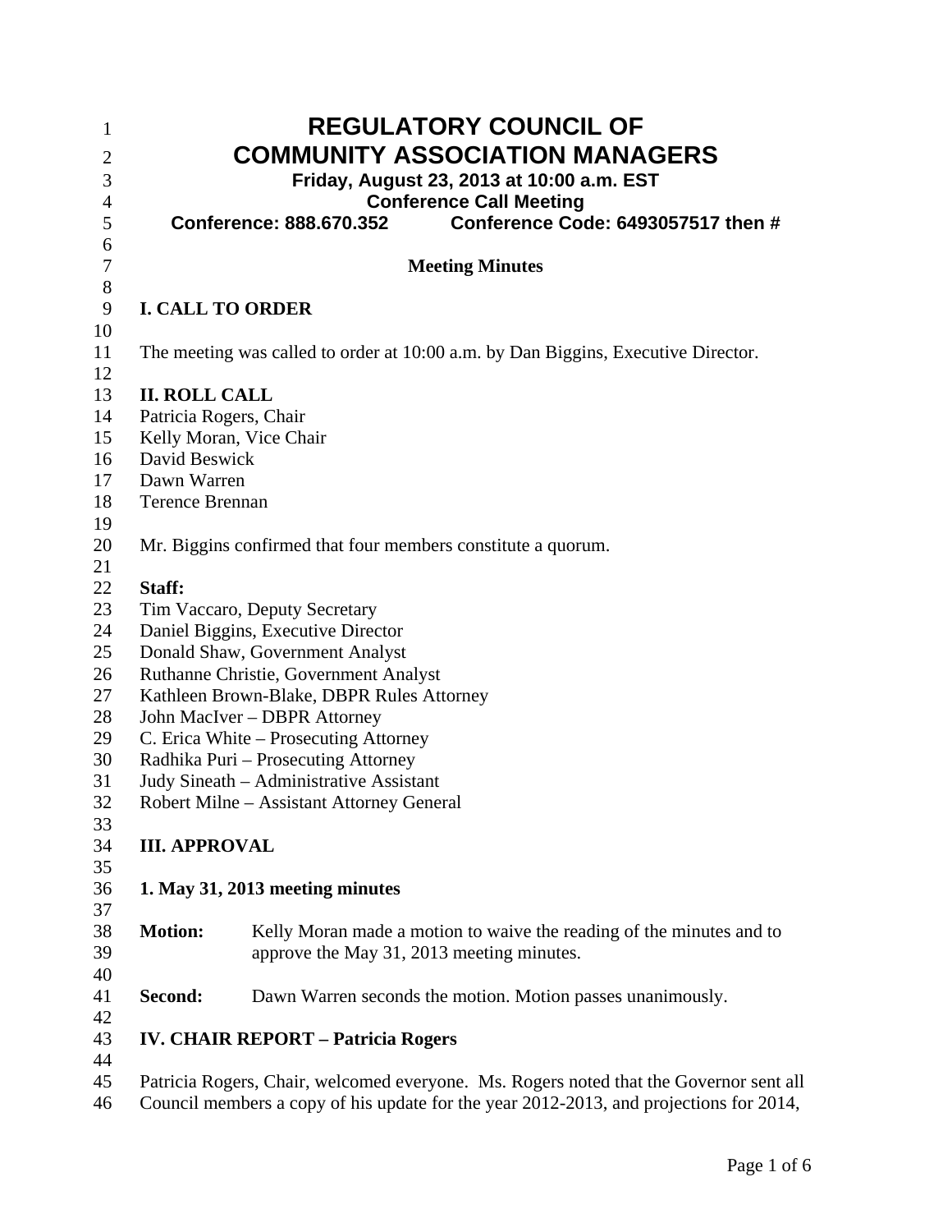# REGULATORY COUNCIL OF COMMUNITY ASSOCIATION MANAGERS

**Friday, August 23, 2013 at 10:00 a.m. EST**
**Conference Call Meeting**
**Conference: 888.670.352 Conference Code: 6493057517 then #**

**Meeting Minutes**

## I. CALL TO ORDER

The meeting was called to order at 10:00 a.m. by Dan Biggins, Executive Director.

## II. ROLL CALL

Patricia Rogers, Chair
Kelly Moran, Vice Chair
David Beswick
Dawn Warren
Terence Brennan

Mr. Biggins confirmed that four members constitute a quorum.

**Staff:**

Tim Vaccaro, Deputy Secretary
Daniel Biggins, Executive Director
Donald Shaw, Government Analyst
Ruthanne Christie, Government Analyst
Kathleen Brown-Blake, DBPR Rules Attorney
John MacIver – DBPR Attorney
C. Erica White – Prosecuting Attorney
Radhika Puri – Prosecuting Attorney
Judy Sineath – Administrative Assistant
Robert Milne – Assistant Attorney General

## III. APPROVAL

**1. May 31, 2013 meeting minutes**

**Motion:** Kelly Moran made a motion to waive the reading of the minutes and to approve the May 31, 2013 meeting minutes.

**Second:** Dawn Warren seconds the motion. Motion passes unanimously.

## IV. CHAIR REPORT – Patricia Rogers

Patricia Rogers, Chair, welcomed everyone. Ms. Rogers noted that the Governor sent all Council members a copy of his update for the year 2012-2013, and projections for 2014,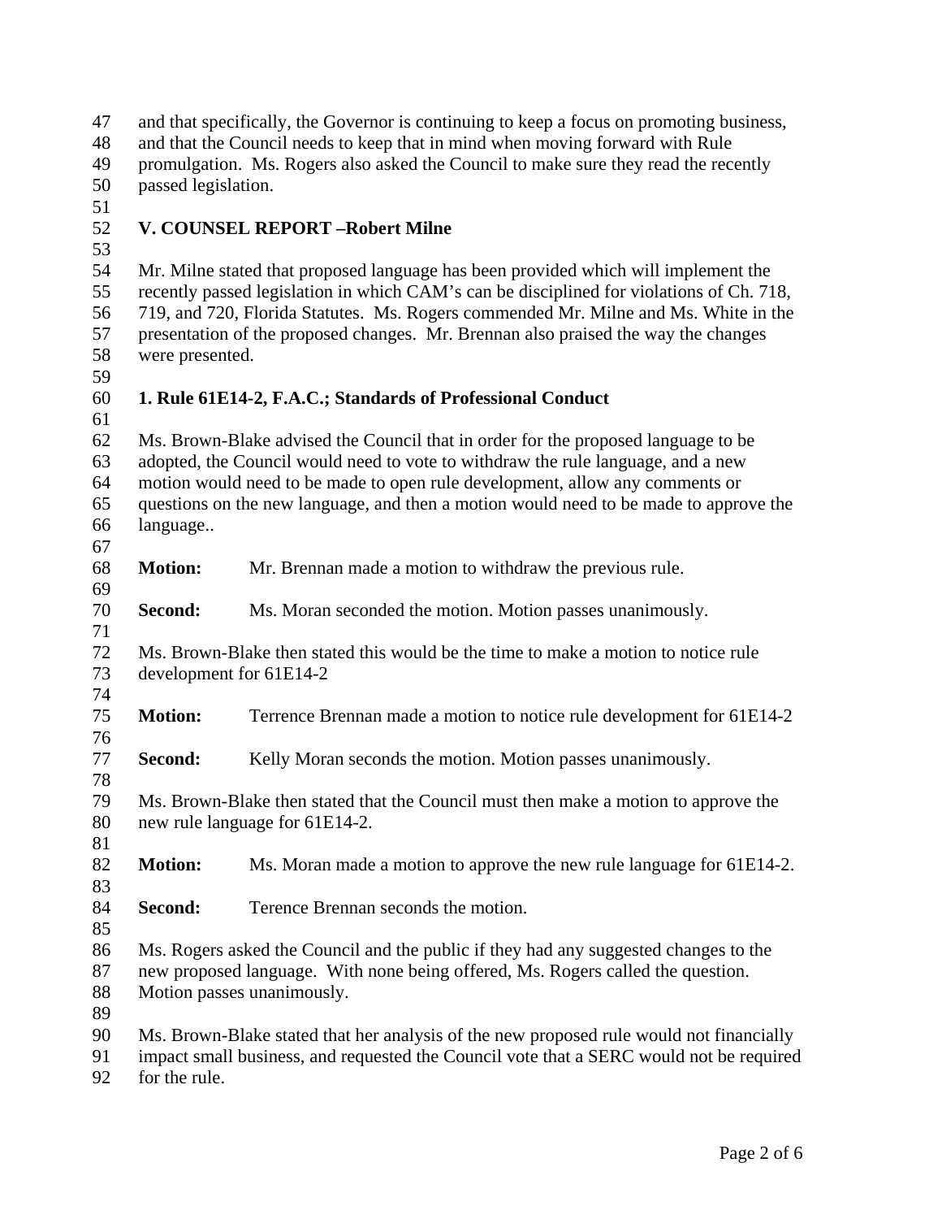and that specifically, the Governor is continuing to keep a focus on promoting business, and that the Council needs to keep that in mind when moving forward with Rule promulgation. Ms. Rogers also asked the Council to make sure they read the recently passed legislation.

## V. COUNSEL REPORT –Robert Milne

Mr. Milne stated that proposed language has been provided which will implement the recently passed legislation in which CAM's can be disciplined for violations of Ch. 718, 719, and 720, Florida Statutes. Ms. Rogers commended Mr. Milne and Ms. White in the presentation of the proposed changes. Mr. Brennan also praised the way the changes were presented.

### 1. Rule 61E14-2, F.A.C.; Standards of Professional Conduct

Ms. Brown-Blake advised the Council that in order for the proposed language to be adopted, the Council would need to vote to withdraw the rule language, and a new motion would need to be made to open rule development, allow any comments or questions on the new language, and then a motion would need to be made to approve the language..

**Motion:** Mr. Brennan made a motion to withdraw the previous rule.

**Second:** Ms. Moran seconded the motion. Motion passes unanimously.

Ms. Brown-Blake then stated this would be the time to make a motion to notice rule development for 61E14-2

**Motion:** Terrence Brennan made a motion to notice rule development for 61E14-2

**Second:** Kelly Moran seconds the motion. Motion passes unanimously.

Ms. Brown-Blake then stated that the Council must then make a motion to approve the new rule language for 61E14-2.

**Motion:** Ms. Moran made a motion to approve the new rule language for 61E14-2.

**Second:** Terence Brennan seconds the motion.

Ms. Rogers asked the Council and the public if they had any suggested changes to the new proposed language. With none being offered, Ms. Rogers called the question. Motion passes unanimously.

Ms. Brown-Blake stated that her analysis of the new proposed rule would not financially impact small business, and requested the Council vote that a SERC would not be required for the rule.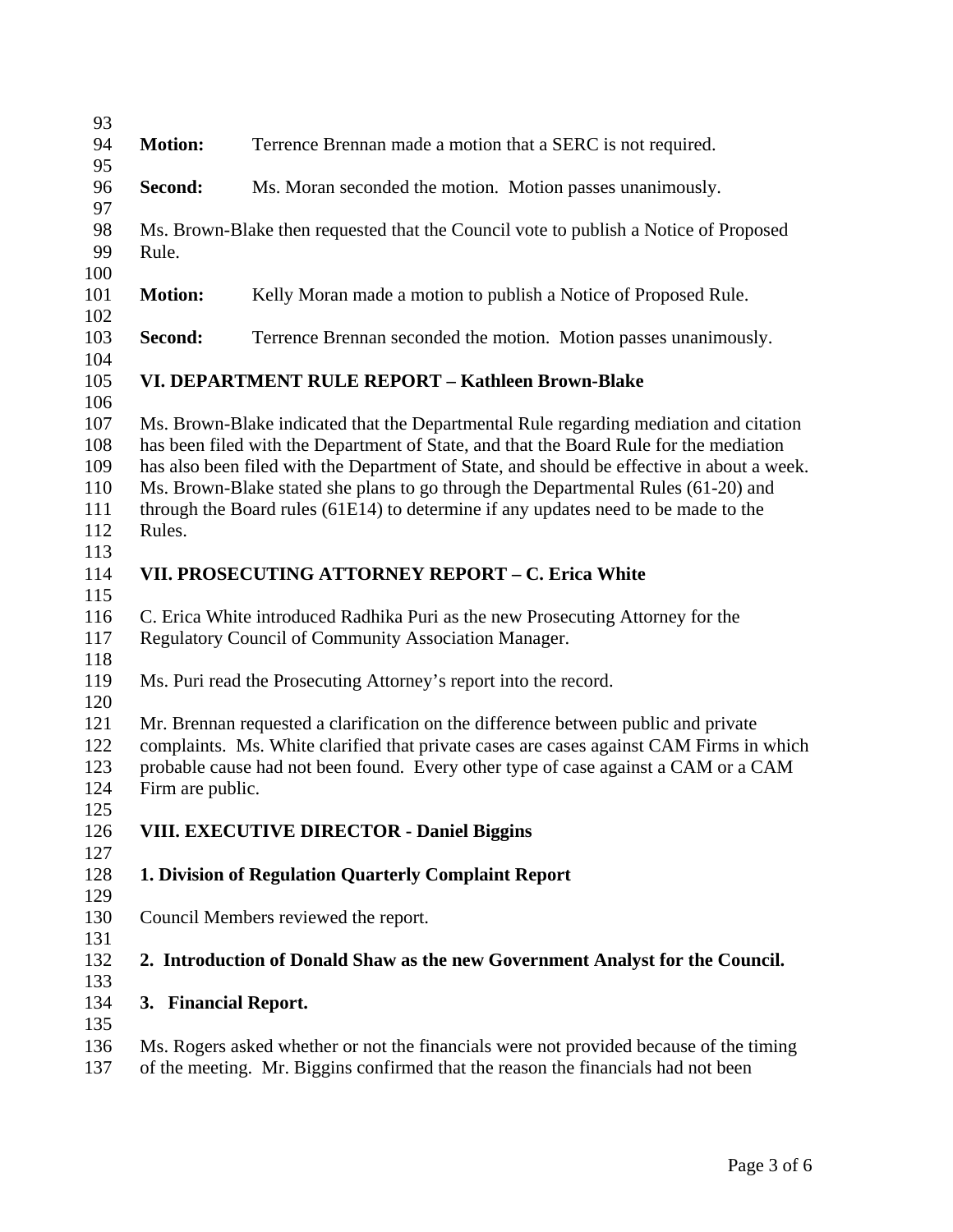**Motion:** Terrence Brennan made a motion that a SERC is not required.

**Second:** Ms. Moran seconded the motion. Motion passes unanimously.

Ms. Brown-Blake then requested that the Council vote to publish a Notice of Proposed Rule.

**Motion:** Kelly Moran made a motion to publish a Notice of Proposed Rule.

**Second:** Terrence Brennan seconded the motion. Motion passes unanimously.

## VI. DEPARTMENT RULE REPORT – Kathleen Brown-Blake

Ms. Brown-Blake indicated that the Departmental Rule regarding mediation and citation has been filed with the Department of State, and that the Board Rule for the mediation has also been filed with the Department of State, and should be effective in about a week. Ms. Brown-Blake stated she plans to go through the Departmental Rules (61-20) and through the Board rules (61E14) to determine if any updates need to be made to the Rules.

## VII. PROSECUTING ATTORNEY REPORT – C. Erica White

C. Erica White introduced Radhika Puri as the new Prosecuting Attorney for the Regulatory Council of Community Association Manager.

Ms. Puri read the Prosecuting Attorney's report into the record.

Mr. Brennan requested a clarification on the difference between public and private complaints. Ms. White clarified that private cases are cases against CAM Firms in which probable cause had not been found. Every other type of case against a CAM or a CAM Firm are public.

## VIII. EXECUTIVE DIRECTOR - Daniel Biggins

### 1. Division of Regulation Quarterly Complaint Report

Council Members reviewed the report.

### 2. Introduction of Donald Shaw as the new Government Analyst for the Council.

### 3. Financial Report.

Ms. Rogers asked whether or not the financials were not provided because of the timing of the meeting. Mr. Biggins confirmed that the reason the financials had not been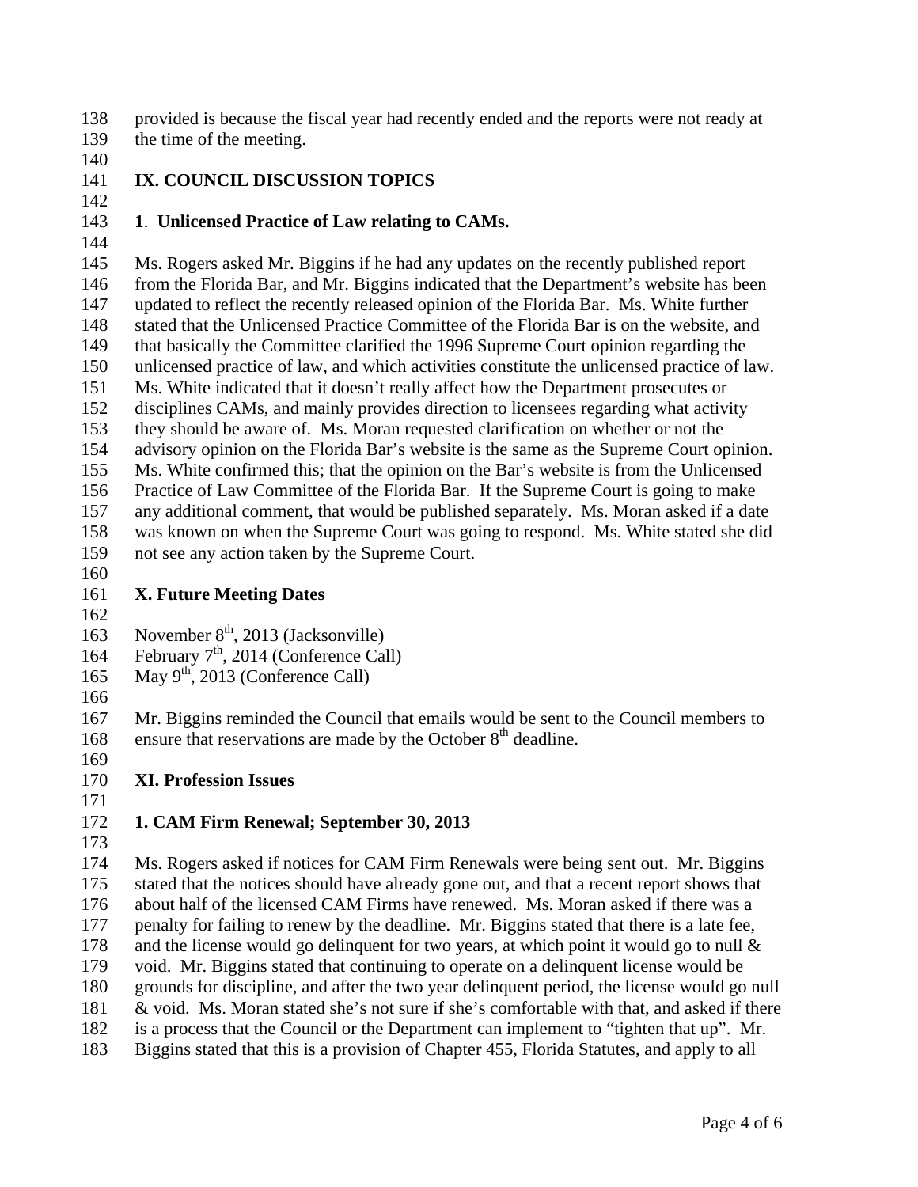provided is because the fiscal year had recently ended and the reports were not ready at the time of the meeting.

## IX. COUNCIL DISCUSSION TOPICS

### 1. Unlicensed Practice of Law relating to CAMs.

Ms. Rogers asked Mr. Biggins if he had any updates on the recently published report from the Florida Bar, and Mr. Biggins indicated that the Department's website has been updated to reflect the recently released opinion of the Florida Bar. Ms. White further stated that the Unlicensed Practice Committee of the Florida Bar is on the website, and that basically the Committee clarified the 1996 Supreme Court opinion regarding the unlicensed practice of law, and which activities constitute the unlicensed practice of law. Ms. White indicated that it doesn't really affect how the Department prosecutes or disciplines CAMs, and mainly provides direction to licensees regarding what activity they should be aware of. Ms. Moran requested clarification on whether or not the advisory opinion on the Florida Bar's website is the same as the Supreme Court opinion. Ms. White confirmed this; that the opinion on the Bar's website is from the Unlicensed Practice of Law Committee of the Florida Bar. If the Supreme Court is going to make any additional comment, that would be published separately. Ms. Moran asked if a date was known on when the Supreme Court was going to respond. Ms. White stated she did not see any action taken by the Supreme Court.

## X. Future Meeting Dates

November 8th, 2013 (Jacksonville)
February 7th, 2014 (Conference Call)
May 9th, 2013 (Conference Call)

Mr. Biggins reminded the Council that emails would be sent to the Council members to ensure that reservations are made by the October 8th deadline.

## XI. Profession Issues

### 1. CAM Firm Renewal; September 30, 2013

Ms. Rogers asked if notices for CAM Firm Renewals were being sent out. Mr. Biggins stated that the notices should have already gone out, and that a recent report shows that about half of the licensed CAM Firms have renewed. Ms. Moran asked if there was a penalty for failing to renew by the deadline. Mr. Biggins stated that there is a late fee, and the license would go delinquent for two years, at which point it would go to null & void. Mr. Biggins stated that continuing to operate on a delinquent license would be grounds for discipline, and after the two year delinquent period, the license would go null & void. Ms. Moran stated she's not sure if she's comfortable with that, and asked if there is a process that the Council or the Department can implement to "tighten that up". Mr. Biggins stated that this is a provision of Chapter 455, Florida Statutes, and apply to all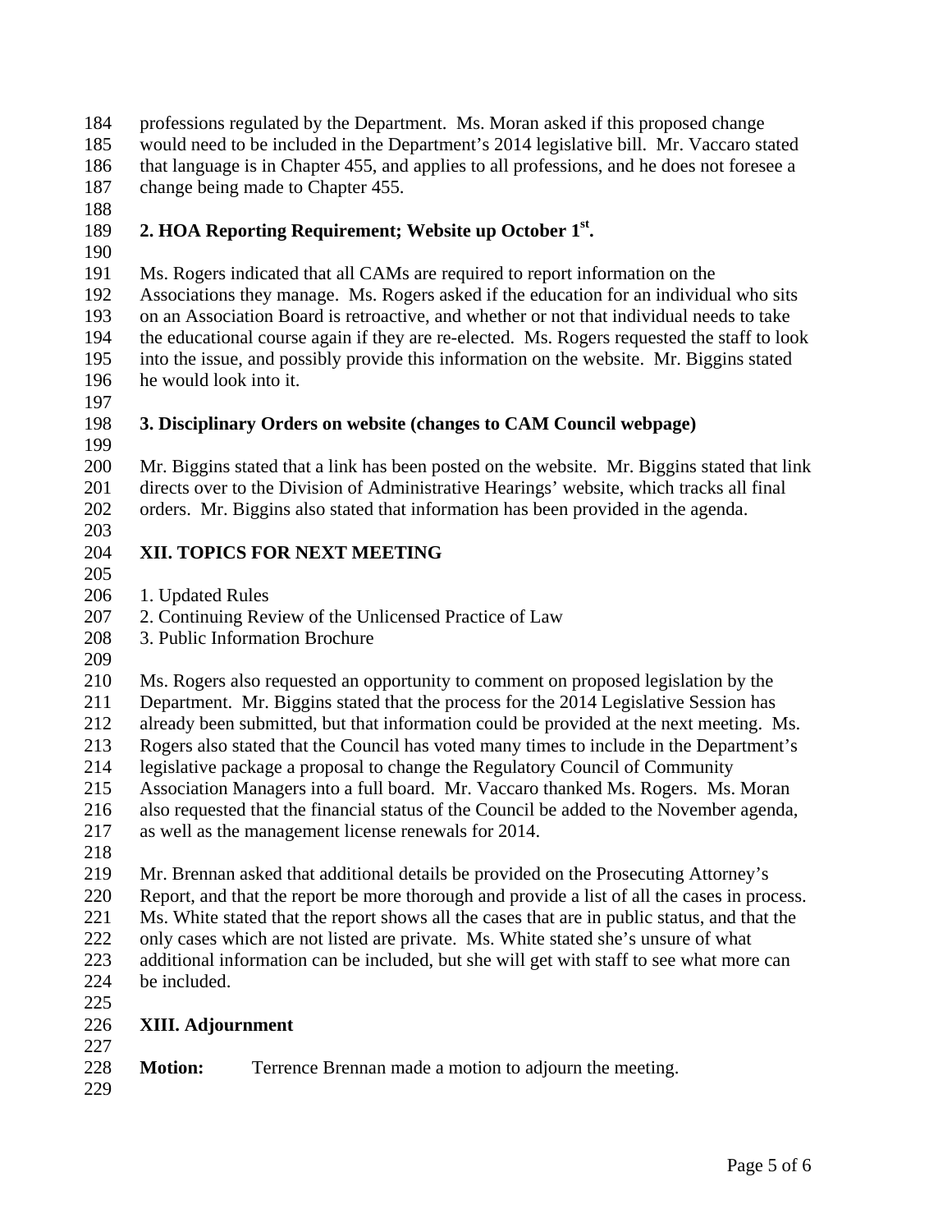professions regulated by the Department. Ms. Moran asked if this proposed change would need to be included in the Department's 2014 legislative bill. Mr. Vaccaro stated that language is in Chapter 455, and applies to all professions, and he does not foresee a change being made to Chapter 455.

**2. HOA Reporting Requirement; Website up October 1st.**

Ms. Rogers indicated that all CAMs are required to report information on the Associations they manage. Ms. Rogers asked if the education for an individual who sits on an Association Board is retroactive, and whether or not that individual needs to take the educational course again if they are re-elected. Ms. Rogers requested the staff to look into the issue, and possibly provide this information on the website. Mr. Biggins stated he would look into it.

**3. Disciplinary Orders on website (changes to CAM Council webpage)**

Mr. Biggins stated that a link has been posted on the website. Mr. Biggins stated that link directs over to the Division of Administrative Hearings' website, which tracks all final orders. Mr. Biggins also stated that information has been provided in the agenda.

## XII. TOPICS FOR NEXT MEETING

1. Updated Rules
2. Continuing Review of the Unlicensed Practice of Law
3. Public Information Brochure

Ms. Rogers also requested an opportunity to comment on proposed legislation by the Department. Mr. Biggins stated that the process for the 2014 Legislative Session has already been submitted, but that information could be provided at the next meeting. Ms. Rogers also stated that the Council has voted many times to include in the Department's legislative package a proposal to change the Regulatory Council of Community Association Managers into a full board. Mr. Vaccaro thanked Ms. Rogers. Ms. Moran also requested that the financial status of the Council be added to the November agenda, as well as the management license renewals for 2014.

Mr. Brennan asked that additional details be provided on the Prosecuting Attorney's Report, and that the report be more thorough and provide a list of all the cases in process. Ms. White stated that the report shows all the cases that are in public status, and that the only cases which are not listed are private. Ms. White stated she's unsure of what additional information can be included, but she will get with staff to see what more can be included.

## XIII. Adjournment

**Motion:** Terrence Brennan made a motion to adjourn the meeting.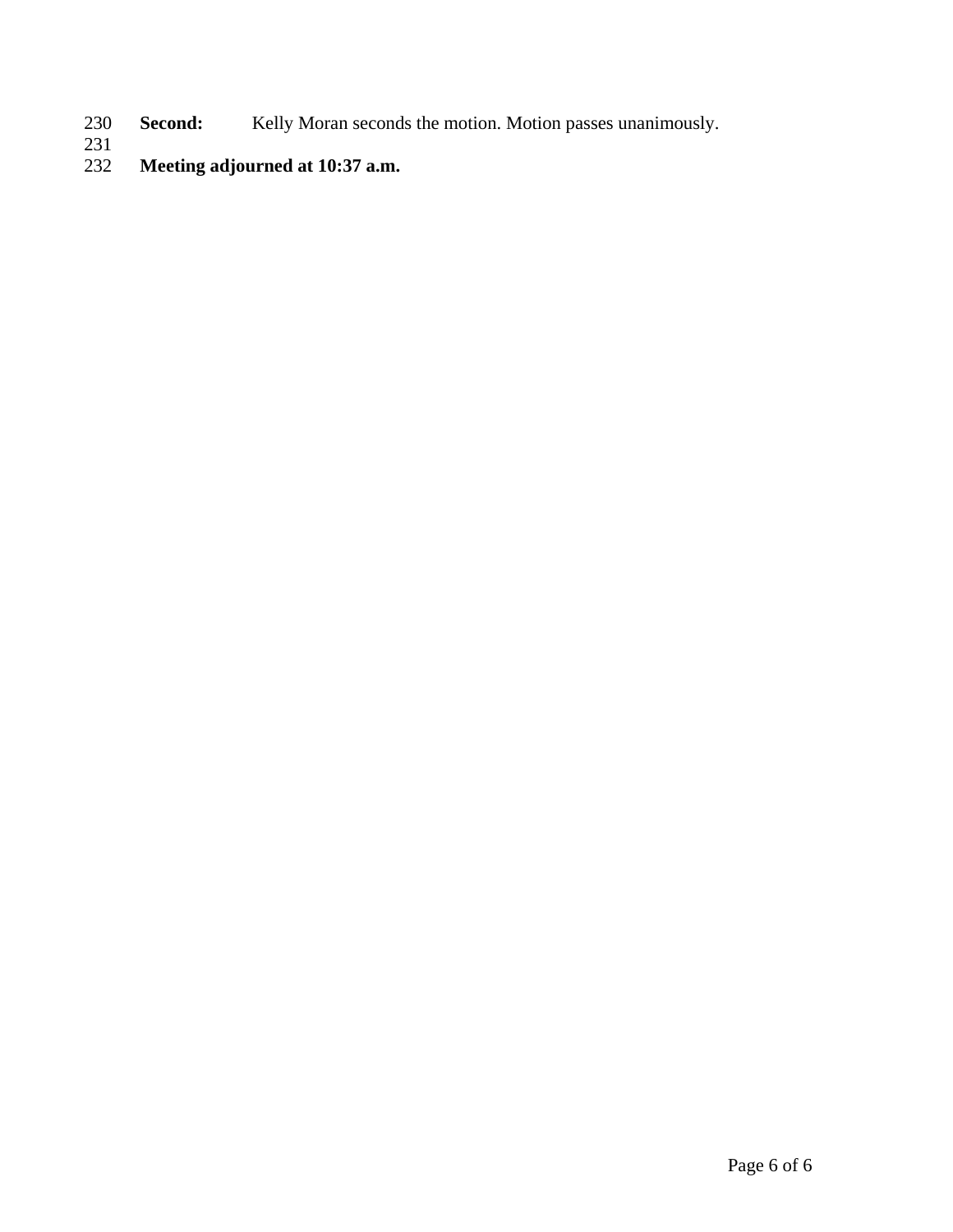**Second:** Kelly Moran seconds the motion. Motion passes unanimously.

**Meeting adjourned at 10:37 a.m.**